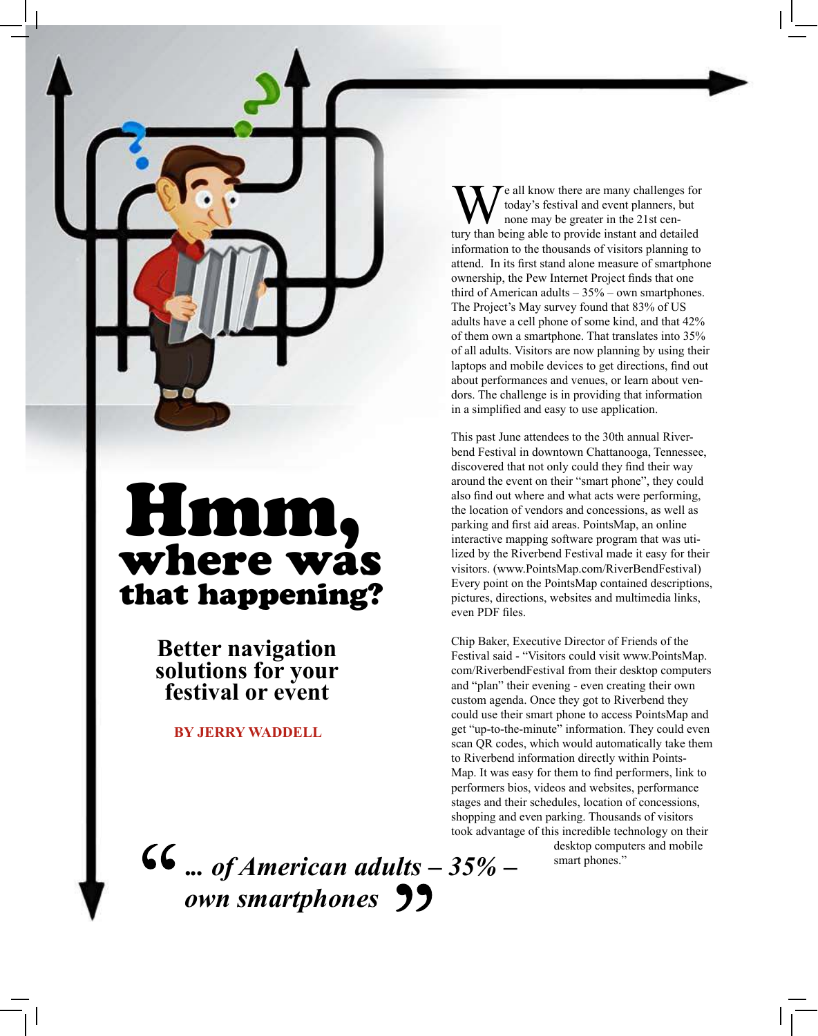# Hmm, where was that happening?

## Better navigation solutions for your festival or event

**BY JERRY WADDELL**

We all know there are many challenges for today's festival and event planners, but none may be greater in the 21st century than being able to provide instant and detailed information to the thousands of visitors planning to attend. In its first stand alone measure of smartphone ownership, the Pew Internet Project finds that one third of American adults – 35% – own smartphones. The Project's May survey found that 83% of US adults have a cell phone of some kind, and that 42% of them own a smartphone. That translates into 35% of all adults. Visitors are now planning by using their laptops and mobile devices to get directions, find out about performances and venues, or learn about vendors. The challenge is in providing that information in a simplified and easy to use application.

This past June attendees to the 30th annual Riverbend Festival in downtown Chattanooga, Tennessee, discovered that not only could they find their way around the event on their "smart phone", they could also find out where and what acts were performing, the location of vendors and concessions, as well as parking and first aid areas. PointsMap, an online interactive mapping software program that was utilized by the Riverbend Festival made it easy for their visitors. (www.PointsMap.com/RiverBendFestival) Every point on the PointsMap contained descriptions, pictures, directions, websites and multimedia links, even PDF files.

Chip Baker, Executive Director of Friends of the Festival said - "Visitors could visit www.PointsMap.com/RiverbendFestival from their desktop computers and "plan" their evening - even creating their own custom agenda. Once they got to Riverbend they could use their smart phone to access PointsMap and get "up-to-the-minute" information. They could even scan QR codes, which would automatically take them to Riverbend information directly within PointsMap. It was easy for them to find performers, link to performers bios, videos and websites, performance stages and their schedules, location of concessions, shopping and even parking. Thousands of visitors took advantage of this incredible technology on their desktop computers and mobile smart phones."

> *"... of American adults – 35% – own smartphones"*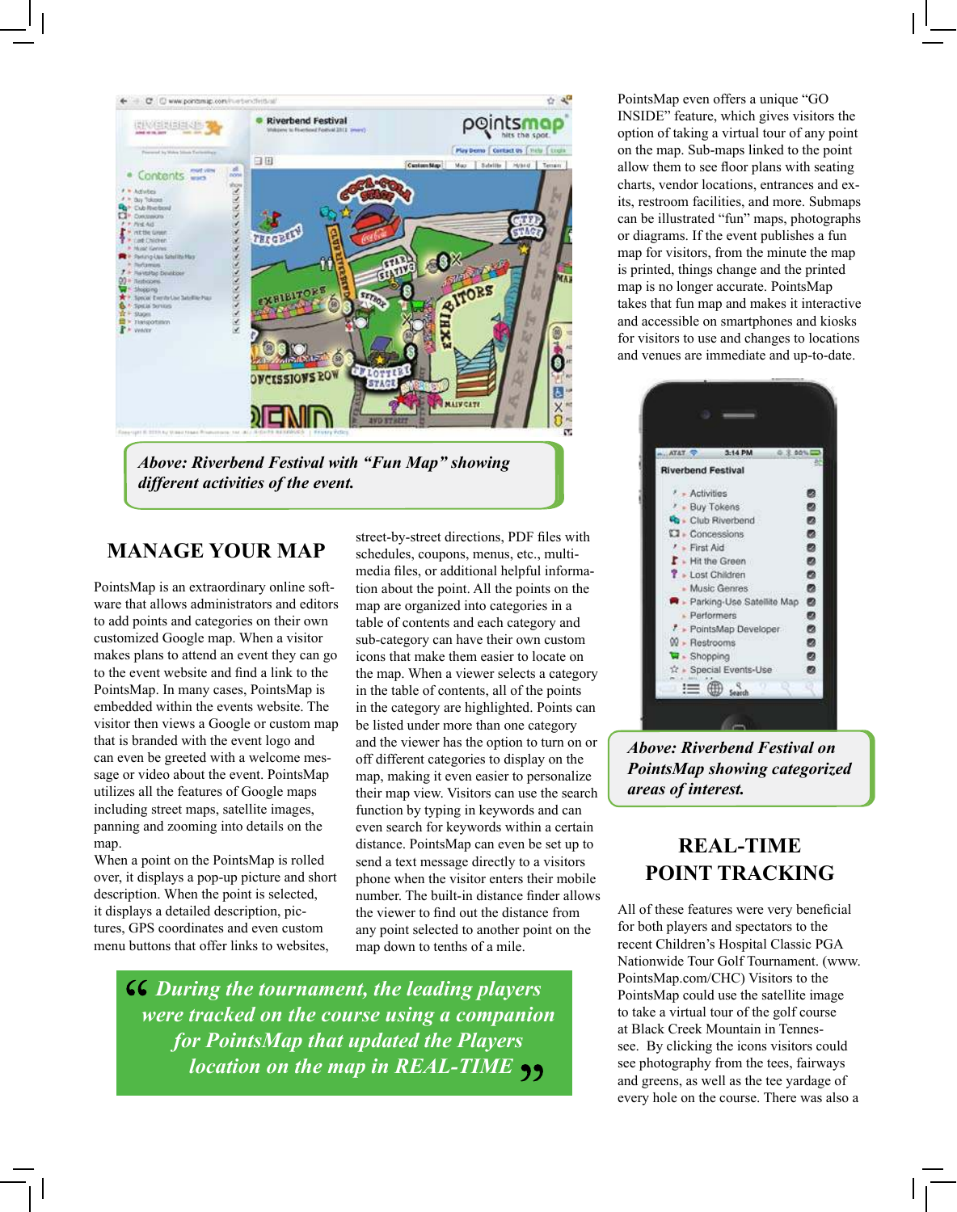*Above: Riverbend Festival with "Fun Map" showing different activities of the event.*

## MANAGE YOUR MAP

PointsMap is an extraordinary online software that allows administrators and editors to add points and categories on their own customized Google map. When a visitor makes plans to attend an event they can go to the event website and find a link to the PointsMap. In many cases, PointsMap is embedded within the events website. The visitor then views a Google or custom map that is branded with the event logo and can even be greeted with a welcome message or video about the event. PointsMap utilizes all the features of Google maps including street maps, satellite images, panning and zooming into details on the map.

When a point on the PointsMap is rolled over, it displays a pop-up picture and short description. When the point is selected, it displays a detailed description, pictures, GPS coordinates and even custom menu buttons that offer links to websites, street-by-street directions, PDF files with schedules, coupons, menus, etc., multimedia files, or additional helpful information about the point. All the points on the map are organized into categories in a table of contents and each category and sub-category can have their own custom icons that make them easier to locate on the map. When a viewer selects a category in the table of contents, all of the points in the category are highlighted. Points can be listed under more than one category and the viewer has the option to turn on or off different categories to display on the map, making it even easier to personalize their map view. Visitors can use the search function by typing in keywords and can even search for keywords within a certain distance. PointsMap can even be set up to send a text message directly to a visitors phone when the visitor enters their mobile number. The built-in distance finder allows the viewer to find out the distance from any point selected to another point on the map down to tenths of a mile.

> ***"During the tournament, the leading players were tracked on the course using a companion for PointsMap that updated the Players location on the map in REAL-TIME"***

PointsMap even offers a unique "GO INSIDE" feature, which gives visitors the option of taking a virtual tour of any point on the map. Sub-maps linked to the point allow them to see floor plans with seating charts, vendor locations, entrances and exits, restroom facilities, and more. Submaps can be illustrated "fun" maps, photographs or diagrams. If the event publishes a fun map for visitors, from the minute the map is printed, things change and the printed map is no longer accurate. PointsMap takes that fun map and makes it interactive and accessible on smartphones and kiosks for visitors to use and changes to locations and venues are immediate and up-to-date.

*Above: Riverbend Festival on PointsMap showing categorized areas of interest.*

## REAL-TIME POINT TRACKING

All of these features were very beneficial for both players and spectators to the recent Children's Hospital Classic PGA Nationwide Tour Golf Tournament. (www.PointsMap.com/CHC) Visitors to the PointsMap could use the satellite image to take a virtual tour of the golf course at Black Creek Mountain in Tennessee. By clicking the icons visitors could see photography from the tees, fairways and greens, as well as the tee yardage of every hole on the course. There was also a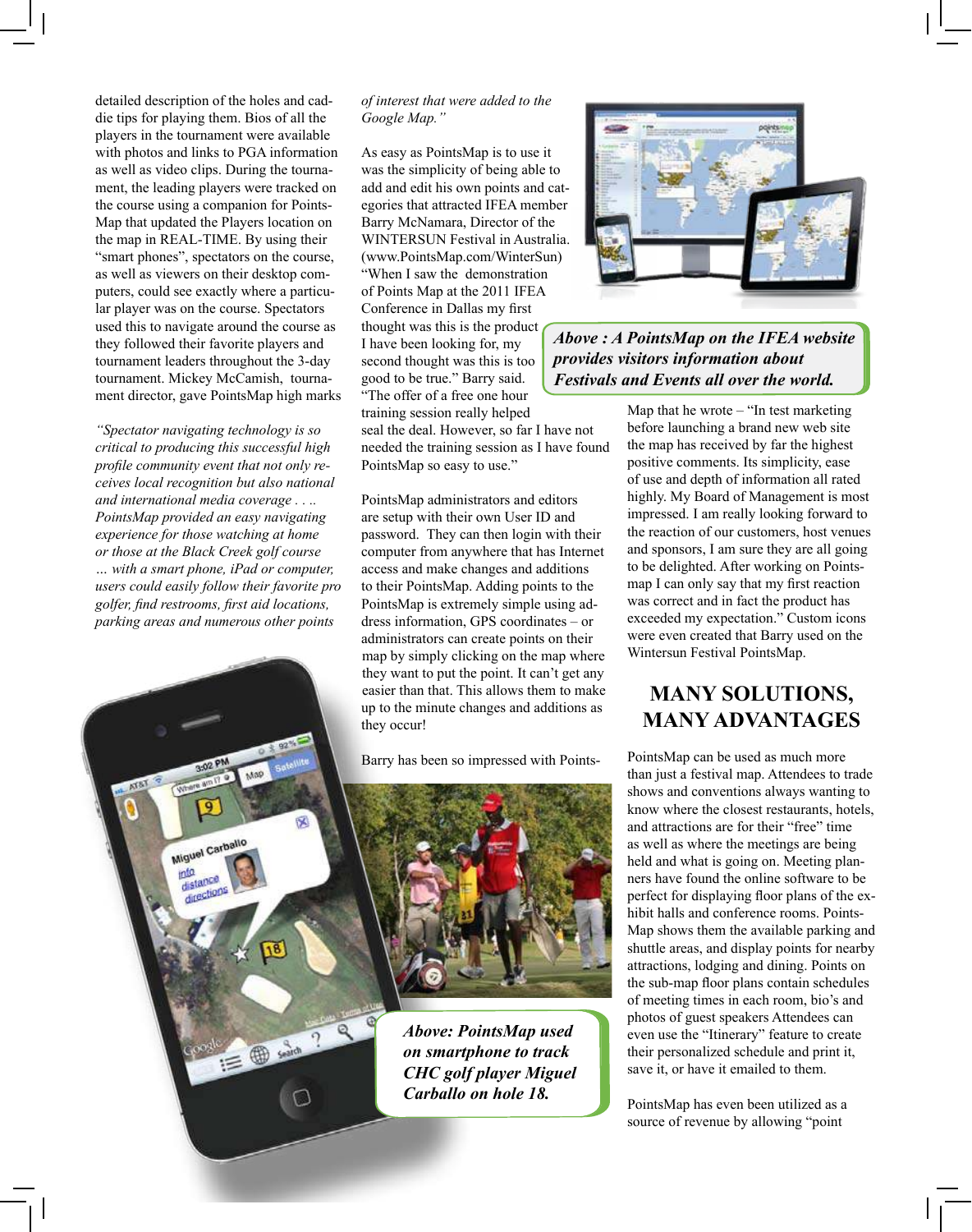detailed description of the holes and caddie tips for playing them. Bios of all the players in the tournament were available with photos and links to PGA information as well as video clips. During the tournament, the leading players were tracked on the course using a companion for PointsMap that updated the Players location on the map in REAL-TIME. By using their "smart phones", spectators on the course, as well as viewers on their desktop computers, could see exactly where a particular player was on the course. Spectators used this to navigate around the course as they followed their favorite players and tournament leaders throughout the 3-day tournament. Mickey McCamish, tournament director, gave PointsMap high marks

*"Spectator navigating technology is so critical to producing this successful high profile community event that not only receives local recognition but also national and international media coverage . . .. PointsMap provided an easy navigating experience for those watching at home or those at the Black Creek golf course … with a smart phone, iPad or computer, users could easily follow their favorite pro golfer, find restrooms, first aid locations, parking areas and numerous other points of interest that were added to the Google Map."*

As easy as PointsMap is to use it was the simplicity of being able to add and edit his own points and categories that attracted IFEA member Barry McNamara, Director of the WINTERSUN Festival in Australia. (www.PointsMap.com/WinterSun) "When I saw the demonstration of Points Map at the 2011 IFEA Conference in Dallas my first thought was this is the product I have been looking for, my second thought was this is too good to be true." Barry said. "The offer of a free one hour training session really helped seal the deal. However, so far I have not needed the training session as I have found PointsMap so easy to use."

PointsMap administrators and editors are setup with their own User ID and password. They can then login with their computer from anywhere that has Internet access and make changes and additions to their PointsMap. Adding points to the PointsMap is extremely simple using address information, GPS coordinates – or administrators can create points on their map by simply clicking on the map where they want to put the point. It can't get any easier than that. This allows them to make up to the minute changes and additions as they occur!

Barry has been so impressed with PointsMap that he wrote – "In test marketing before launching a brand new web site the map has received by far the highest positive comments. Its simplicity, ease of use and depth of information all rated highly. My Board of Management is most impressed. I am really looking forward to the reaction of our customers, host venues and sponsors, I am sure they are all going to be delighted. After working on PointsMap I can only say that my first reaction was correct and in fact the product has exceeded my expectation." Custom icons were even created that Barry used on the Wintersun Festival PointsMap.

***Above : A PointsMap on the IFEA website provides visitors information about Festivals and Events all over the world.***

***Above: PointsMap used on smartphone to track CHC golf player Miguel Carballo on hole 18.***

## MANY SOLUTIONS, MANY ADVANTAGES

PointsMap can be used as much more than just a festival map. Attendees to trade shows and conventions always wanting to know where the closest restaurants, hotels, and attractions are for their "free" time as well as where the meetings are being held and what is going on. Meeting planners have found the online software to be perfect for displaying floor plans of the exhibit halls and conference rooms. PointsMap shows them the available parking and shuttle areas, and display points for nearby attractions, lodging and dining. Points on the sub-map floor plans contain schedules of meeting times in each room, bio's and photos of guest speakers Attendees can even use the "Itinerary" feature to create their personalized schedule and print it, save it, or have it emailed to them.

PointsMap has even been utilized as a source of revenue by allowing "point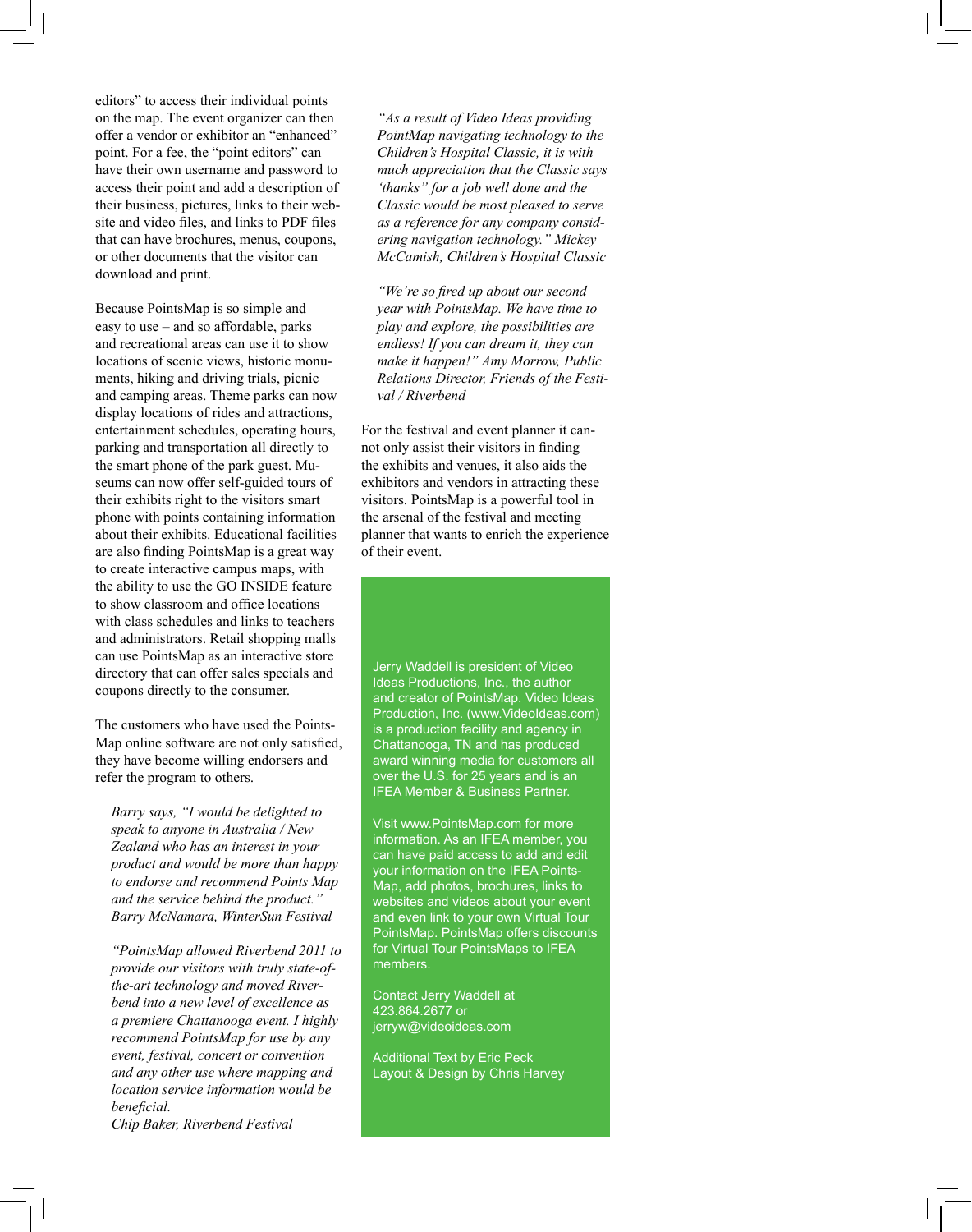editors" to access their individual points on the map. The event organizer can then offer a vendor or exhibitor an "enhanced" point. For a fee, the "point editors" can have their own username and password to access their point and add a description of their business, pictures, links to their website and video files, and links to PDF files that can have brochures, menus, coupons, or other documents that the visitor can download and print.

Because PointsMap is so simple and easy to use – and so affordable, parks and recreational areas can use it to show locations of scenic views, historic monuments, hiking and driving trials, picnic and camping areas. Theme parks can now display locations of rides and attractions, entertainment schedules, operating hours, parking and transportation all directly to the smart phone of the park guest. Museums can now offer self-guided tours of their exhibits right to the visitors smart phone with points containing information about their exhibits. Educational facilities are also finding PointsMap is a great way to create interactive campus maps, with the ability to use the GO INSIDE feature to show classroom and office locations with class schedules and links to teachers and administrators. Retail shopping malls can use PointsMap as an interactive store directory that can offer sales specials and coupons directly to the consumer.

The customers who have used the PointsMap online software are not only satisfied, they have become willing endorsers and refer the program to others.

> *Barry says, "I would be delighted to speak to anyone in Australia / New Zealand who has an interest in your product and would be more than happy to endorse and recommend Points Map and the service behind the product." Barry McNamara, WinterSun Festival*

> *"PointsMap allowed Riverbend 2011 to provide our visitors with truly state-of-the-art technology and moved Riverbend into a new level of excellence as a premiere Chattanooga event. I highly recommend PointsMap for use by any event, festival, concert or convention and any other use where mapping and location service information would be beneficial.*
> *Chip Baker, Riverbend Festival*

> *"As a result of Video Ideas providing PointMap navigating technology to the Children's Hospital Classic, it is with much appreciation that the Classic says 'thanks" for a job well done and the Classic would be most pleased to serve as a reference for any company considering navigation technology." Mickey McCamish, Children's Hospital Classic*

> *"We're so fired up about our second year with PointsMap. We have time to play and explore, the possibilities are endless! If you can dream it, they can make it happen!" Amy Morrow, Public Relations Director, Friends of the Festival / Riverbend*

For the festival and event planner it cannot only assist their visitors in finding the exhibits and venues, it also aids the exhibitors and vendors in attracting these visitors. PointsMap is a powerful tool in the arsenal of the festival and meeting planner that wants to enrich the experience of their event.

Jerry Waddell is president of Video Ideas Productions, Inc., the author and creator of PointsMap. Video Ideas Production, Inc. (www.VideoIdeas.com) is a production facility and agency in Chattanooga, TN and has produced award winning media for customers all over the U.S. for 25 years and is an IFEA Member & Business Partner.

Visit www.PointsMap.com for more information. As an IFEA member, you can have paid access to add and edit your information on the IFEA PointsMap, add photos, brochures, links to websites and videos about your event and even link to your own Virtual Tour PointsMap. PointsMap offers discounts for Virtual Tour PointsMaps to IFEA members.

Contact Jerry Waddell at
423.864.2677 or
jerryw@videoideas.com

Additional Text by Eric Peck
Layout & Design by Chris Harvey